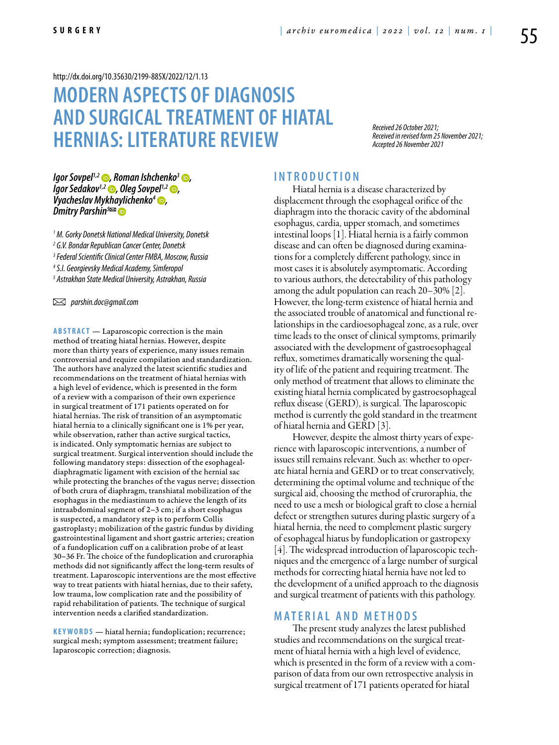http://dx.doi.org/10.35630/2199-885X/2022/12/1.13

# MODERN ASPECTS OF DIAGNOSIS AND SURGICAL TREATMENT OF HIATAL HERNIAS: LITERATURE REVIEW

*Received 26 October 2021;*
*Received in revised form 25 November 2021;*
*Accepted 26 November 2021*

***Igor Sovpel[1,2], Roman Ishchenko[3], Igor Sedakov[1,2], Oleg Sovpel[1,2], Vyacheslav Mykhaylichenko[4], Dmitry Parshin[5]***

*[1] M. Gorky Donetsk National Medical University, Donetsk*
*[2] G.V. Bondar Republican Cancer Center, Donetsk*
*[3] Federal Scientific Clinical Center FMBA, Moscow, Russia*
*[4] S.I. Georgievsky Medical Academy, Simferopol*
*[5] Astrakhan State Medical University, Astrakhan, Russia*

*parshin.doc@gmail.com*

**ABSTRACT** — Laparoscopic correction is the main method of treating hiatal hernias. However, despite more than thirty years of experience, many issues remain controversial and require compilation and standardization. The authors have analyzed the latest scientific studies and recommendations on the treatment of hiatal hernias with a high level of evidence, which is presented in the form of a review with a comparison of their own experience in surgical treatment of 171 patients operated on for hiatal hernias. The risk of transition of an asymptomatic hiatal hernia to a clinically significant one is 1% per year, while observation, rather than active surgical tactics, is indicated. Only symptomatic hernias are subject to surgical treatment. Surgical intervention should include the following mandatory steps: dissection of the esophageal-diaphragmatic ligament with excision of the hernial sac while protecting the branches of the vagus nerve; dissection of both crura of diaphragm, transhiatal mobilization of the esophagus in the mediastinum to achieve the length of its intraabdominal segment of 2–3 cm; if a short esophagus is suspected, a mandatory step is to perform Collis gastroplasty; mobilization of the gastric fundus by dividing gastrointestinal ligament and short gastric arteries; creation of a fundoplication cuff on a calibration probe of at least 30–36 Fr. The choice of the fundoplication and cruroraphia methods did not significantly affect the long-term results of treatment. Laparoscopic interventions are the most effective way to treat patients with hiatal hernias, due to their safety, low trauma, low complication rate and the possibility of rapid rehabilitation of patients. The technique of surgical intervention needs a clarified standardization.

**KEYWORDS** — hiatal hernia; fundoplication; recurrence; surgical mesh; symptom assessment; treatment failure; laparoscopic correction; diagnosis.

## INTRODUCTION

Hiatal hernia is a disease characterized by displacement through the esophageal orifice of the diaphragm into the thoracic cavity of the abdominal esophagus, cardia, upper stomach, and sometimes intestinal loops [1]. Hiatal hernia is a fairly common disease and can often be diagnosed during examinations for a completely different pathology, since in most cases it is absolutely asymptomatic. According to various authors, the detectability of this pathology among the adult population can reach 20–30% [2]. However, the long-term existence of hiatal hernia and the associated trouble of anatomical and functional relationships in the cardioesophageal zone, as a rule, over time leads to the onset of clinical symptoms, primarily associated with the development of gastroesophageal reflux, sometimes dramatically worsening the quality of life of the patient and requiring treatment. The only method of treatment that allows to eliminate the existing hiatal hernia complicated by gastroesophageal reflux disease (GERD), is surgical. The laparoscopic method is currently the gold standard in the treatment of hiatal hernia and GERD [3].

However, despite the almost thirty years of experience with laparoscopic interventions, a number of issues still remains relevant. Such as: whether to operate hiatal hernia and GERD or to treat conservatively, determining the optimal volume and technique of the surgical aid, choosing the method of cruroraphia, the need to use a mesh or biological graft to close a hernial defect or strengthen sutures during plastic surgery of a hiatal hernia, the need to complement plastic surgery of esophageal hiatus by fundoplication or gastropexy [4]. The widespread introduction of laparoscopic techniques and the emergence of a large number of surgical methods for correcting hiatal hernia have not led to the development of a unified approach to the diagnosis and surgical treatment of patients with this pathology.

## MATERIAL AND METHODS

The present study analyzes the latest published studies and recommendations on the surgical treatment of hiatal hernia with a high level of evidence, which is presented in the form of a review with a comparison of data from our own retrospective analysis in surgical treatment of 171 patients operated for hiatal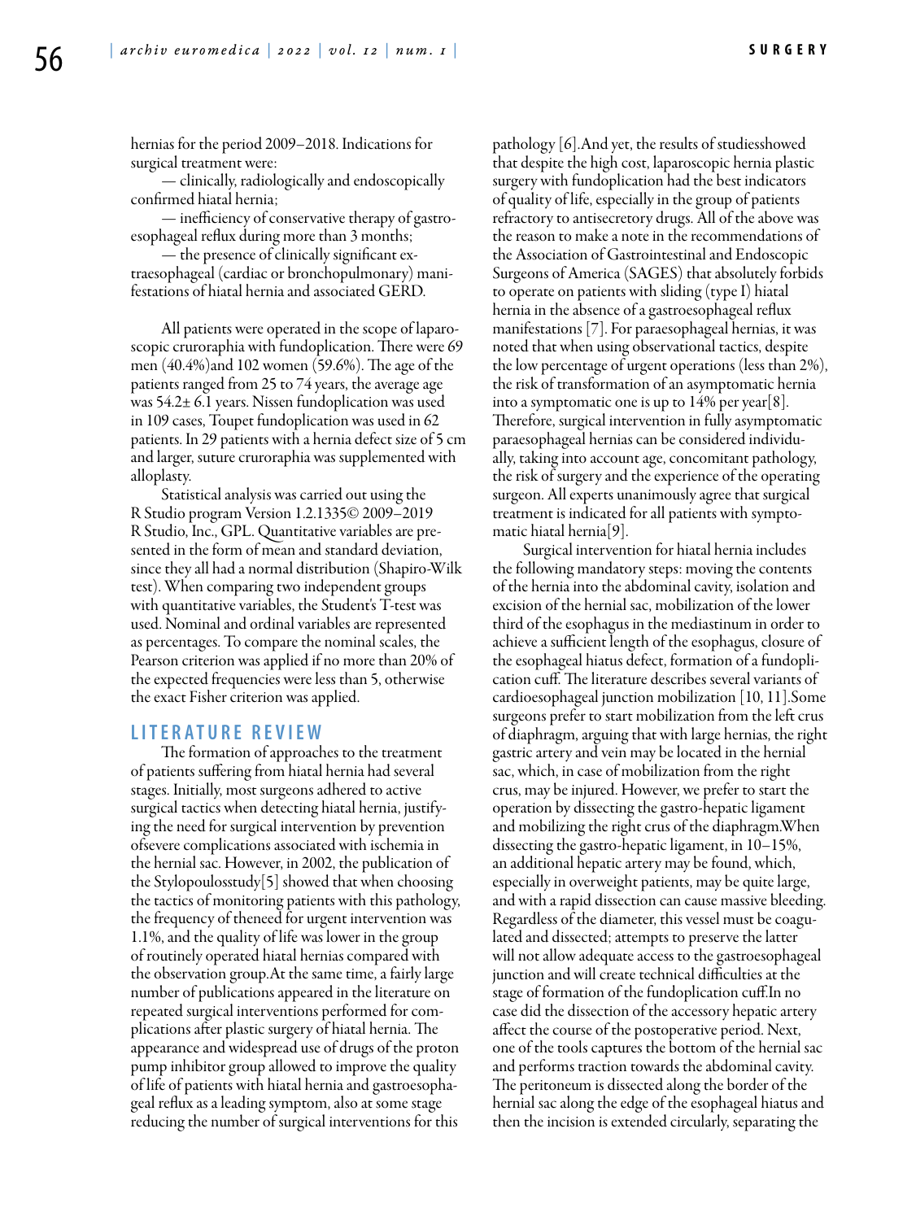hernias for the period 2009–2018. Indications for surgical treatment were:

— clinically, radiologically and endoscopically confirmed hiatal hernia;

— inefficiency of conservative therapy of gastroesophageal reflux during more than 3 months;

— the presence of clinically significant extraesophageal (cardiac or bronchopulmonary) manifestations of hiatal hernia and associated GERD.

All patients were operated in the scope of laparoscopic cruroraphia with fundoplication. There were 69 men (40.4%)and 102 women (59.6%). The age of the patients ranged from 25 to 74 years, the average age was 54.2± 6.1 years. Nissen fundoplication was used in 109 cases, Toupet fundoplication was used in 62 patients. In 29 patients with a hernia defect size of 5 cm and larger, suture cruroraphia was supplemented with alloplasty.

Statistical analysis was carried out using the R Studio program Version 1.2.1335© 2009–2019 R Studio, Inc., GPL. Quantitative variables are presented in the form of mean and standard deviation, since they all had a normal distribution (Shapiro-Wilk test). When comparing two independent groups with quantitative variables, the Student's T-test was used. Nominal and ordinal variables are represented as percentages. To compare the nominal scales, the Pearson criterion was applied if no more than 20% of the expected frequencies were less than 5, otherwise the exact Fisher criterion was applied.

## LITERATURE REVIEW

The formation of approaches to the treatment of patients suffering from hiatal hernia had several stages. Initially, most surgeons adhered to active surgical tactics when detecting hiatal hernia, justifying the need for surgical intervention by prevention ofsevere complications associated with ischemia in the hernial sac. However, in 2002, the publication of the Stylopoulosstudy[5] showed that when choosing the tactics of monitoring patients with this pathology, the frequency of theneed for urgent intervention was 1.1%, and the quality of life was lower in the group of routinely operated hiatal hernias compared with the observation group.At the same time, a fairly large number of publications appeared in the literature on repeated surgical interventions performed for complications after plastic surgery of hiatal hernia. The appearance and widespread use of drugs of the proton pump inhibitor group allowed to improve the quality of life of patients with hiatal hernia and gastroesophageal reflux as a leading symptom, also at some stage reducing the number of surgical interventions for this pathology [6].And yet, the results of studiesshowed that despite the high cost, laparoscopic hernia plastic surgery with fundoplication had the best indicators of quality of life, especially in the group of patients refractory to antisecretory drugs. All of the above was the reason to make a note in the recommendations of the Association of Gastrointestinal and Endoscopic Surgeons of America (SAGES) that absolutely forbids to operate on patients with sliding (type I) hiatal hernia in the absence of a gastroesophageal reflux manifestations [7]. For paraesophageal hernias, it was noted that when using observational tactics, despite the low percentage of urgent operations (less than 2%), the risk of transformation of an asymptomatic hernia into a symptomatic one is up to 14% per year[8]. Therefore, surgical intervention in fully asymptomatic paraesophageal hernias can be considered individually, taking into account age, concomitant pathology, the risk of surgery and the experience of the operating surgeon. All experts unanimously agree that surgical treatment is indicated for all patients with symptomatic hiatal hernia[9].

Surgical intervention for hiatal hernia includes the following mandatory steps: moving the contents of the hernia into the abdominal cavity, isolation and excision of the hernial sac, mobilization of the lower third of the esophagus in the mediastinum in order to achieve a sufficient length of the esophagus, closure of the esophageal hiatus defect, formation of a fundoplication cuff. The literature describes several variants of cardioesophageal junction mobilization [10, 11].Some surgeons prefer to start mobilization from the left crus of diaphragm, arguing that with large hernias, the right gastric artery and vein may be located in the hernial sac, which, in case of mobilization from the right crus, may be injured. However, we prefer to start the operation by dissecting the gastro-hepatic ligament and mobilizing the right crus of the diaphragm.When dissecting the gastro-hepatic ligament, in 10–15%, an additional hepatic artery may be found, which, especially in overweight patients, may be quite large, and with a rapid dissection can cause massive bleeding. Regardless of the diameter, this vessel must be coagulated and dissected; attempts to preserve the latter will not allow adequate access to the gastroesophageal junction and will create technical difficulties at the stage of formation of the fundoplication cuff.In no case did the dissection of the accessory hepatic artery affect the course of the postoperative period. Next, one of the tools captures the bottom of the hernial sac and performs traction towards the abdominal cavity. The peritoneum is dissected along the border of the hernial sac along the edge of the esophageal hiatus and then the incision is extended circularly, separating the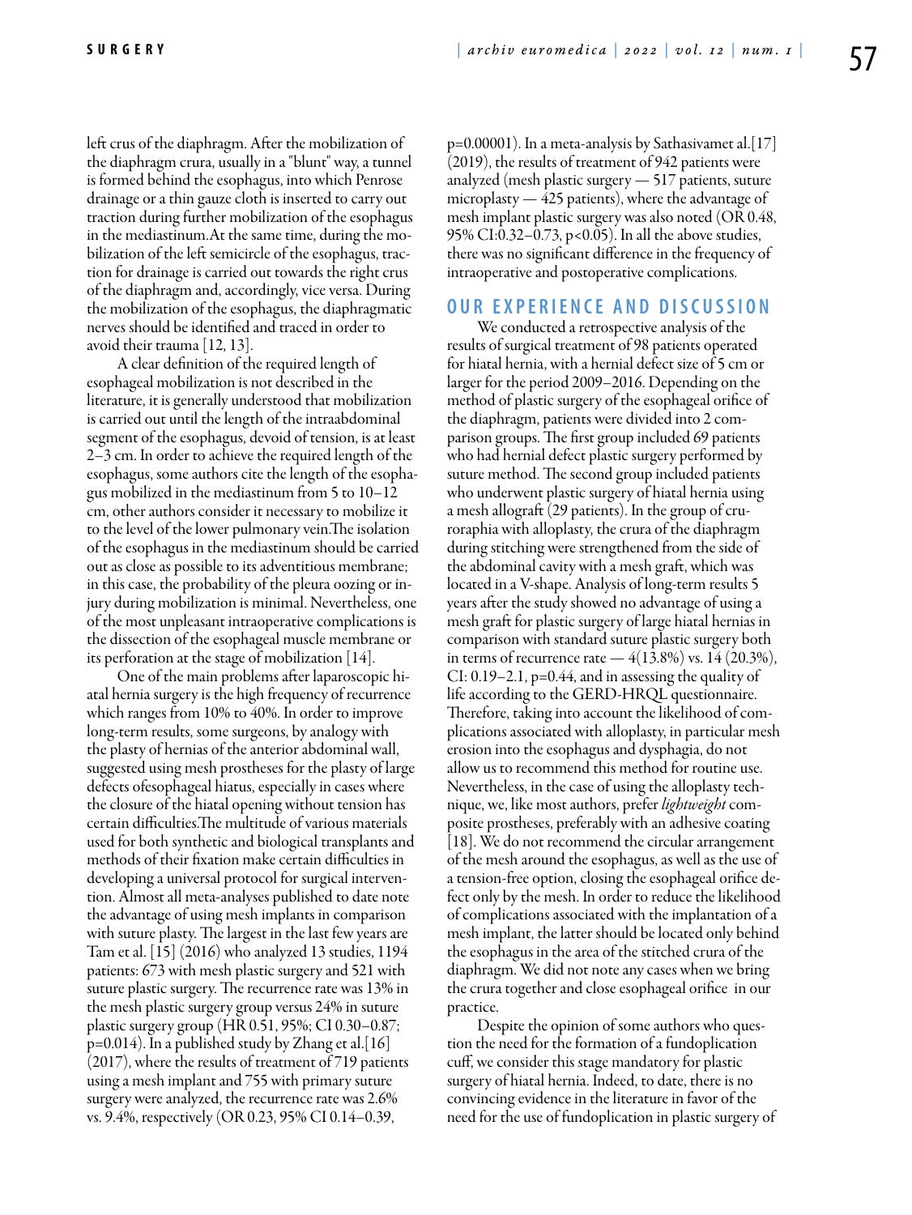left crus of the diaphragm. After the mobilization of the diaphragm crura, usually in a "blunt" way, a tunnel is formed behind the esophagus, into which Penrose drainage or a thin gauze cloth is inserted to carry out traction during further mobilization of the esophagus in the mediastinum.At the same time, during the mobilization of the left semicircle of the esophagus, traction for drainage is carried out towards the right crus of the diaphragm and, accordingly, vice versa. During the mobilization of the esophagus, the diaphragmatic nerves should be identified and traced in order to avoid their trauma [12, 13].

A clear definition of the required length of esophageal mobilization is not described in the literature, it is generally understood that mobilization is carried out until the length of the intraabdominal segment of the esophagus, devoid of tension, is at least 2–3 cm. In order to achieve the required length of the esophagus, some authors cite the length of the esophagus mobilized in the mediastinum from 5 to 10–12 cm, other authors consider it necessary to mobilize it to the level of the lower pulmonary vein.The isolation of the esophagus in the mediastinum should be carried out as close as possible to its adventitious membrane; in this case, the probability of the pleura oozing or injury during mobilization is minimal. Nevertheless, one of the most unpleasant intraoperative complications is the dissection of the esophageal muscle membrane or its perforation at the stage of mobilization [14].

One of the main problems after laparoscopic hiatal hernia surgery is the high frequency of recurrence which ranges from 10% to 40%. In order to improve long-term results, some surgeons, by analogy with the plasty of hernias of the anterior abdominal wall, suggested using mesh prostheses for the plasty of large defects ofesophageal hiatus, especially in cases where the closure of the hiatal opening without tension has certain difficulties.The multitude of various materials used for both synthetic and biological transplants and methods of their fixation make certain difficulties in developing a universal protocol for surgical intervention. Almost all meta-analyses published to date note the advantage of using mesh implants in comparison with suture plasty. The largest in the last few years are Tam et al. [15] (2016) who analyzed 13 studies, 1194 patients: 673 with mesh plastic surgery and 521 with suture plastic surgery. The recurrence rate was 13% in the mesh plastic surgery group versus 24% in suture plastic surgery group (HR 0.51, 95%; CI 0.30–0.87; p=0.014). In a published study by Zhang et al.[16] (2017), where the results of treatment of 719 patients using a mesh implant and 755 with primary suture surgery were analyzed, the recurrence rate was 2.6% vs. 9.4%, respectively (OR 0.23, 95% CI 0.14–0.39, p=0.00001). In a meta-analysis by Sathasivamet al.[17] (2019), the results of treatment of 942 patients were analyzed (mesh plastic surgery — 517 patients, suture microplasty — 425 patients), where the advantage of mesh implant plastic surgery was also noted (OR 0.48, 95% CI:0.32–0.73, p<0.05). In all the above studies, there was no significant difference in the frequency of intraoperative and postoperative complications.

## OUR EXPERIENCE AND DISCUSSION

We conducted a retrospective analysis of the results of surgical treatment of 98 patients operated for hiatal hernia, with a hernial defect size of 5 cm or larger for the period 2009–2016. Depending on the method of plastic surgery of the esophageal orifice of the diaphragm, patients were divided into 2 comparison groups. The first group included 69 patients who had hernial defect plastic surgery performed by suture method. The second group included patients who underwent plastic surgery of hiatal hernia using a mesh allograft (29 patients). In the group of cruroraphia with alloplasty, the crura of the diaphragm during stitching were strengthened from the side of the abdominal cavity with a mesh graft, which was located in a V-shape. Analysis of long-term results 5 years after the study showed no advantage of using a mesh graft for plastic surgery of large hiatal hernias in comparison with standard suture plastic surgery both in terms of recurrence rate — 4(13.8%) vs. 14 (20.3%), CI: 0.19–2.1, p=0.44, and in assessing the quality of life according to the GERD-HRQL questionnaire. Therefore, taking into account the likelihood of complications associated with alloplasty, in particular mesh erosion into the esophagus and dysphagia, do not allow us to recommend this method for routine use. Nevertheless, in the case of using the alloplasty technique, we, like most authors, prefer *lightweight* composite prostheses, preferably with an adhesive coating [18]. We do not recommend the circular arrangement of the mesh around the esophagus, as well as the use of a tension-free option, closing the esophageal orifice defect only by the mesh. In order to reduce the likelihood of complications associated with the implantation of a mesh implant, the latter should be located only behind the esophagus in the area of the stitched crura of the diaphragm. We did not note any cases when we bring the crura together and close esophageal orifice in our practice.

Despite the opinion of some authors who question the need for the formation of a fundoplication cuff, we consider this stage mandatory for plastic surgery of hiatal hernia. Indeed, to date, there is no convincing evidence in the literature in favor of the need for the use of fundoplication in plastic surgery of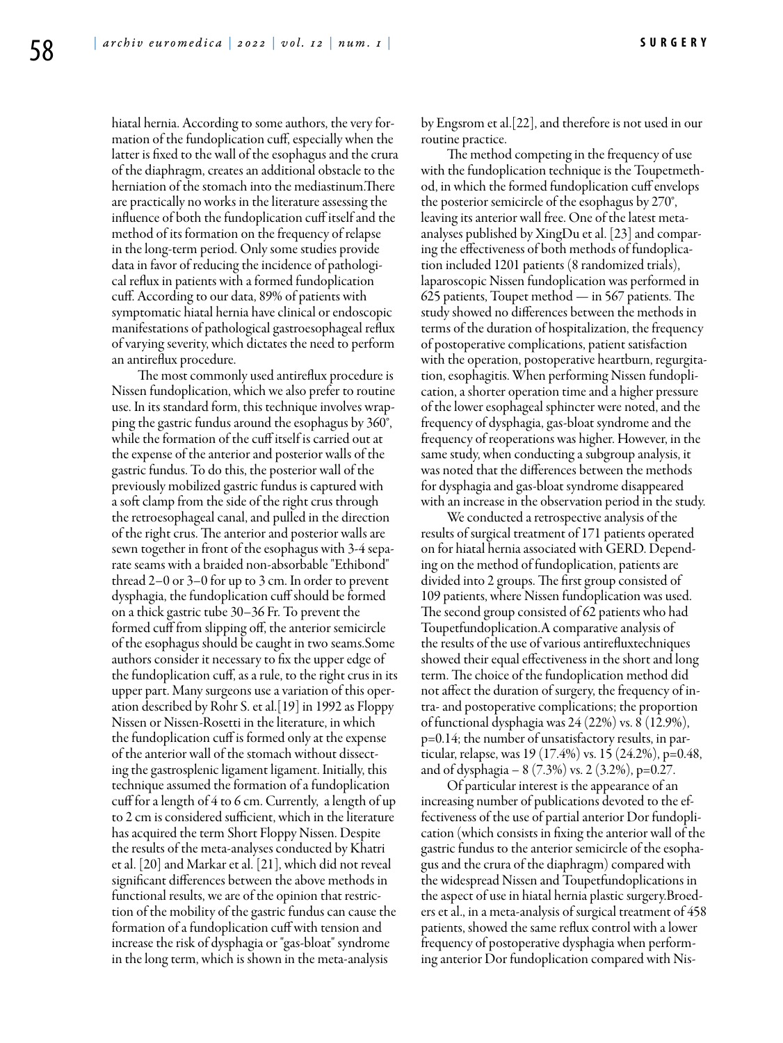hiatal hernia. According to some authors, the very formation of the fundoplication cuff, especially when the latter is fixed to the wall of the esophagus and the crura of the diaphragm, creates an additional obstacle to the herniation of the stomach into the mediastinum.There are practically no works in the literature assessing the influence of both the fundoplication cuff itself and the method of its formation on the frequency of relapse in the long-term period. Only some studies provide data in favor of reducing the incidence of pathological reflux in patients with a formed fundoplication cuff. According to our data, 89% of patients with symptomatic hiatal hernia have clinical or endoscopic manifestations of pathological gastroesophageal reflux of varying severity, which dictates the need to perform an antireflux procedure.

The most commonly used antireflux procedure is Nissen fundoplication, which we also prefer to routine use. In its standard form, this technique involves wrapping the gastric fundus around the esophagus by 360°, while the formation of the cuff itself is carried out at the expense of the anterior and posterior walls of the gastric fundus. To do this, the posterior wall of the previously mobilized gastric fundus is captured with a soft clamp from the side of the right crus through the retroesophageal canal, and pulled in the direction of the right crus. The anterior and posterior walls are sewn together in front of the esophagus with 3-4 separate seams with a braided non-absorbable "Ethibond" thread 2–0 or 3–0 for up to 3 cm. In order to prevent dysphagia, the fundoplication cuff should be formed on a thick gastric tube 30–36 Fr. To prevent the formed cuff from slipping off, the anterior semicircle of the esophagus should be caught in two seams.Some authors consider it necessary to fix the upper edge of the fundoplication cuff, as a rule, to the right crus in its upper part. Many surgeons use a variation of this operation described by Rohr S. et al.[19] in 1992 as Floppy Nissen or Nissen-Rosetti in the literature, in which the fundoplication cuff is formed only at the expense of the anterior wall of the stomach without dissecting the gastrosplenic ligament ligament. Initially, this technique assumed the formation of a fundoplication cuff for a length of 4 to 6 cm. Currently, a length of up to 2 cm is considered sufficient, which in the literature has acquired the term Short Floppy Nissen. Despite the results of the meta-analyses conducted by Khatri et al. [20] and Markar et al. [21], which did not reveal significant differences between the above methods in functional results, we are of the opinion that restriction of the mobility of the gastric fundus can cause the formation of a fundoplication cuff with tension and increase the risk of dysphagia or "gas-bloat" syndrome in the long term, which is shown in the meta-analysis by Engsrom et al.[22], and therefore is not used in our routine practice.

The method competing in the frequency of use with the fundoplication technique is the Toupetmethod, in which the formed fundoplication cuff envelops the posterior semicircle of the esophagus by 270°, leaving its anterior wall free. One of the latest meta-analyses published by XingDu et al. [23] and comparing the effectiveness of both methods of fundoplication included 1201 patients (8 randomized trials), laparoscopic Nissen fundoplication was performed in 625 patients, Toupet method — in 567 patients. The study showed no differences between the methods in terms of the duration of hospitalization, the frequency of postoperative complications, patient satisfaction with the operation, postoperative heartburn, regurgitation, esophagitis. When performing Nissen fundoplication, a shorter operation time and a higher pressure of the lower esophageal sphincter were noted, and the frequency of dysphagia, gas-bloat syndrome and the frequency of reoperations was higher. However, in the same study, when conducting a subgroup analysis, it was noted that the differences between the methods for dysphagia and gas-bloat syndrome disappeared with an increase in the observation period in the study.

We conducted a retrospective analysis of the results of surgical treatment of 171 patients operated on for hiatal hernia associated with GERD. Depending on the method of fundoplication, patients are divided into 2 groups. The first group consisted of 109 patients, where Nissen fundoplication was used. The second group consisted of 62 patients who had Toupetfundoplication.A comparative analysis of the results of the use of various antirefluxtechniques showed their equal effectiveness in the short and long term. The choice of the fundoplication method did not affect the duration of surgery, the frequency of intra- and postoperative complications; the proportion of functional dysphagia was 24 (22%) vs. 8 (12.9%), $p=0.14$; the number of unsatisfactory results, in particular, relapse, was 19 (17.4%) vs. 15 (24.2%), $p=0.48$, and of dysphagia – 8 (7.3%) vs. 2 (3.2%), $p=0.27$.

Of particular interest is the appearance of an increasing number of publications devoted to the effectiveness of the use of partial anterior Dor fundoplication (which consists in fixing the anterior wall of the gastric fundus to the anterior semicircle of the esophagus and the crura of the diaphragm) compared with the widespread Nissen and Toupetfundoplications in the aspect of use in hiatal hernia plastic surgery.Broeders et al., in a meta-analysis of surgical treatment of 458 patients, showed the same reflux control with a lower frequency of postoperative dysphagia when performing anterior Dor fundoplication compared with Nis-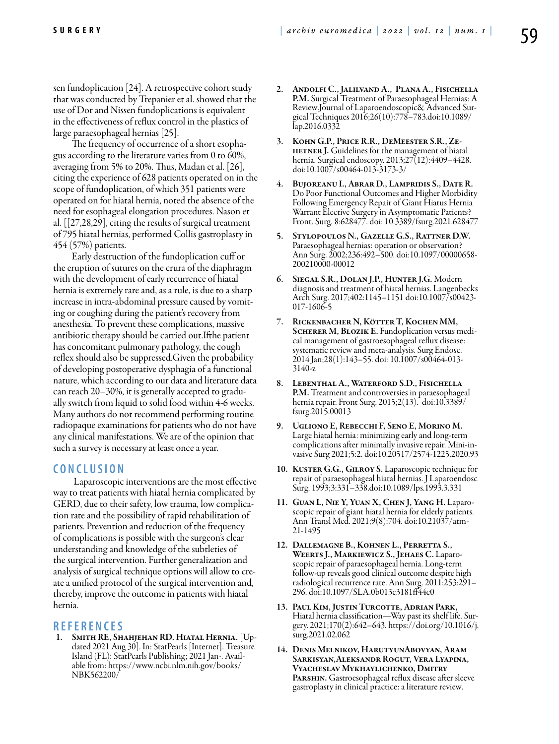sen fundoplication [24]. A retrospective cohort study that was conducted by Trepanier et al. showed that the use of Dor and Nissen fundoplications is equivalent in the effectiveness of reflux control in the plastics of large paraesophageal hernias [25].

The frequency of occurrence of a short esophagus according to the literature varies from 0 to 60%, averaging from 5% to 20%. Thus, Madan et al. [26], citing the experience of 628 patients operated on in the scope of fundoplication, of which 351 patients were operated on for hiatal hernia, noted the absence of the need for esophageal elongation procedures. Nason et al. [[27,28,29], citing the results of surgical treatment of 795 hiatal hernias, performed Collis gastroplasty in 454 (57%) patients.

Early destruction of the fundoplication cuff or the eruption of sutures on the crura of the diaphragm with the development of early recurrence of hiatal hernia is extremely rare and, as a rule, is due to a sharp increase in intra-abdominal pressure caused by vomiting or coughing during the patient's recovery from anesthesia. To prevent these complications, massive antibiotic therapy should be carried out.Ifthe patient has concomitant pulmonary pathology, the cough reflex should also be suppressed.Given the probability of developing postoperative dysphagia of a functional nature, which according to our data and literature data can reach 20–30%, it is generally accepted to gradually switch from liquid to solid food within 4-6 weeks. Many authors do not recommend performing routine radiopaque examinations for patients who do not have any clinical manifestations. We are of the opinion that such a survey is necessary at least once a year.

## CONCLUSION

Laparoscopic interventions are the most effective way to treat patients with hiatal hernia complicated by GERD, due to their safety, low trauma, low complication rate and the possibility of rapid rehabilitation of patients. Prevention and reduction of the frequency of complications is possible with the surgeon's clear understanding and knowledge of the subtleties of the surgical intervention. Further generalization and analysis of surgical technique options will allow to create a unified protocol of the surgical intervention and, thereby, improve the outcome in patients with hiatal hernia.

## REFERENCES

1. **Smith RE, Shahjehan RD. Hiatal Hernia.** [Updated 2021 Aug 30]. In: StatPearls [Internet]. Treasure Island (FL): StatPearls Publishing; 2021 Jan-. Available from: https://www.ncbi.nlm.nih.gov/books/NBK562200/
2. **Andolfi C., Jalilvand A., Plana A., Fisichella P.M.** Surgical Treatment of Paraesophageal Hernias: A Review.Journal of Laparoendoscopic& Advanced Surgical Techniques 2016;26(10):778–783.doi:10.1089/lap.2016.0332
3. **Kohn G.P., Price R.R., DeMeester S.R., Zehetner J.** Guidelines for the management of hiatal hernia. Surgical endoscopy. 2013;27(12):4409–4428. doi:10.1007/s00464-013-3173-3/
4. **Bujoreanu I., Abrar D., Lampridis S., Date R.** Do Poor Functional Outcomes and Higher Morbidity Following Emergency Repair of Giant Hiatus Hernia Warrant Elective Surgery in Asymptomatic Patients? Front. Surg. 8:628477. doi: 10.3389/fsurg.2021.628477
5. **Stylopoulos N., Gazelle G.S., Rattner D.W.** Paraesophageal hernias: operation or observation? Ann Surg. 2002;236:492–500. doi:10.1097/00000658-200210000-00012
6. **Siegal S.R., Dolan J.P., Hunter J.G.** Modern diagnosis and treatment of hiatal hernias. Langenbecks Arch Surg. 2017;402:1145–1151 doi:10.1007/s00423-017-1606-5
7. **Rickenbacher N, Kötter T, Kochen MM, Scherer M, Blozik E.** Fundoplication versus medical management of gastroesophageal reflux disease: systematic review and meta-analysis. Surg Endosc. 2014 Jan;28(1):143–55. doi: 10.1007/s00464-013-3140-z
8. **Lebenthal A., Waterford S.D., Fisichella P.M.** Treatment and controversies in paraesophageal hernia repair. Front Surg. 2015;2(13). doi:10.3389/fsurg.2015.00013
9. **Ugliono E, Rebecchi F, Seno E, Morino M.** Large hiatal hernia: minimizing early and long-term complications after minimally invasive repair. Mini-invasive Surg 2021;5:2. doi:10.20517/2574-1225.2020.93
10. **Kuster G.G., Gilroy S.** Laparoscopic technique for repair of paraesophageal hiatal hernias. J Laparoendosc Surg. 1993;3:331–338.doi:10.1089/lps.1993.3.331
11. **Guan L, Nie Y, Yuan X, Chen J, Yang H.** Laparoscopic repair of giant hiatal hernia for elderly patients. Ann Transl Med. 2021;9(8):704. doi:10.21037/atm-21-1495
12. **Dallemagne B., Kohnen L., Perretta S., Weerts J., Markiewicz S., Jehaes C.** Laparoscopic repair of paraesophageal hernia. Long-term follow-up reveals good clinical outcome despite high radiological recurrence rate. Ann Surg. 2011;253:291–296. doi:10.1097/SLA.0b013e3181ff44c0
13. **Paul Kim, Justin Turcotte, Adrian Park,** Hiatal hernia classification—Way past its shelf life. Surgery. 2021;170(2):642–643. https://doi.org/10.1016/j.surg.2021.02.062
14. **Denis Melnikov, HarutyunAbovyan, Aram Sarkisyan,Aleksandr Rogut, Vera Lyapina, Vyacheslav Mykhaylichenko, Dmitry Parshin.** Gastroesophageal reflux disease after sleeve gastroplasty in clinical practice: a literature review.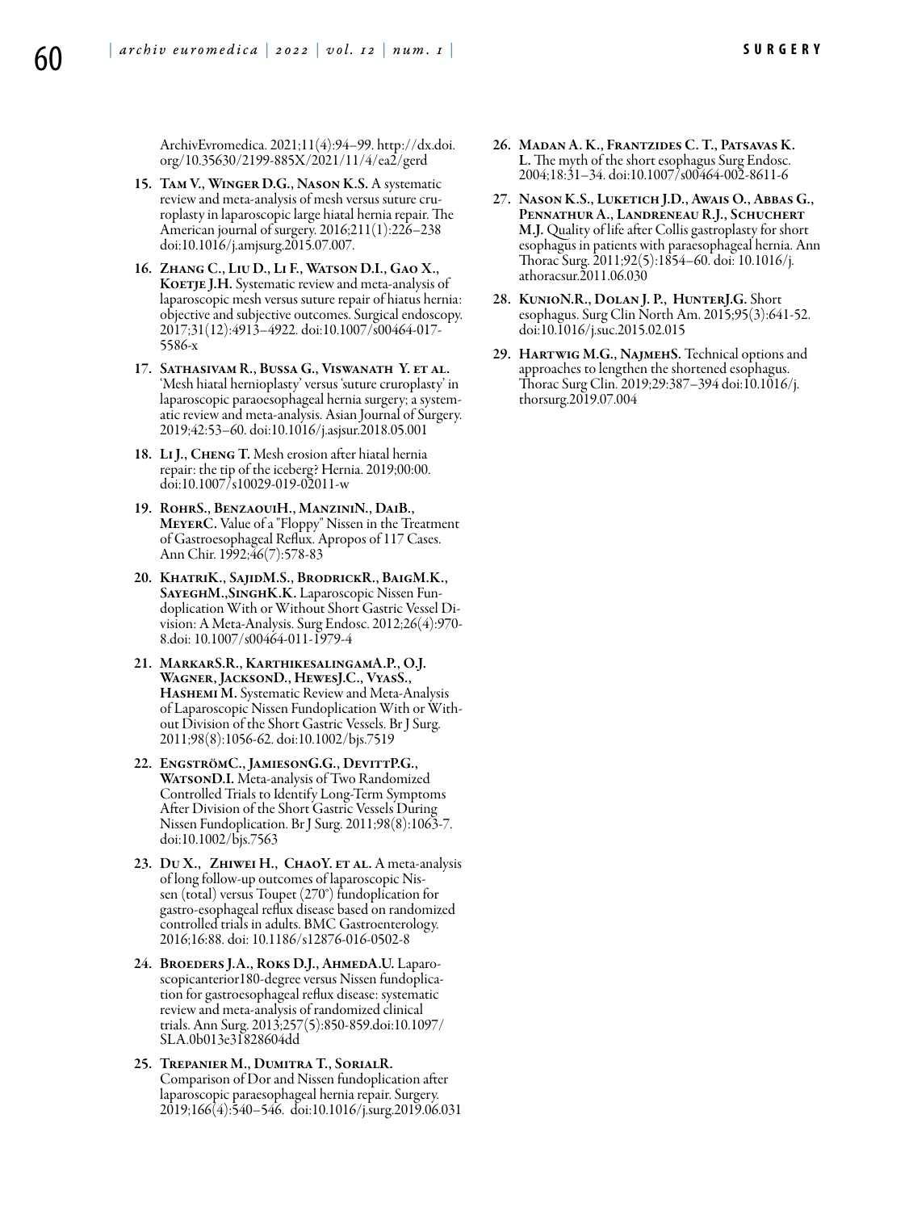ArchivEvromedica. 2021;11(4):94–99. http://dx.doi.org/10.35630/2199-885X/2021/11/4/ea2/gerd

15. **Tam V., Winger D.G., Nason K.S.** A systematic review and meta-analysis of mesh versus suture cruroplasty in laparoscopic large hiatal hernia repair. The American journal of surgery. 2016;211(1):226–238 doi:10.1016/j.amjsurg.2015.07.007.

16. **Zhang C., Liu D., Li F., Watson D.I., Gao X., Koetje J.H.** Systematic review and meta-analysis of laparoscopic mesh versus suture repair of hiatus hernia: objective and subjective outcomes. Surgical endoscopy. 2017;31(12):4913–4922. doi:10.1007/s00464-017-5586-x

17. **Sathasivam R., Bussa G., Viswanath Y. et al.** 'Mesh hiatal hernioplasty' versus 'suture cruroplasty' in laparoscopic paraoesophageal hernia surgery; a systematic review and meta-analysis. Asian Journal of Surgery. 2019;42:53–60. doi:10.1016/j.asjsur.2018.05.001

18. **Li J., Cheng T.** Mesh erosion after hiatal hernia repair: the tip of the iceberg? Hernia. 2019;00:00. doi:10.1007/s10029-019-02011-w

19. **RohrS., BenzaouiH., ManziniN., DaiB., MeyerC.** Value of a "Floppy" Nissen in the Treatment of Gastroesophageal Reflux. Apropos of 117 Cases. Ann Chir. 1992;46(7):578-83

20. **KhatriK., SajidM.S., BrodrickR., BaigM.K., SayeghM.,SinghK.K.** Laparoscopic Nissen Fundoplication With or Without Short Gastric Vessel Division: A Meta-Analysis. Surg Endosc. 2012;26(4):970-8.doi: 10.1007/s00464-011-1979-4

21. **MarkarS.R., KarthikesalingamA.P., O.J. Wagner, JacksonD., HewesJ.C., VyasS., Hashemi M.** Systematic Review and Meta-Analysis of Laparoscopic Nissen Fundoplication With or Without Division of the Short Gastric Vessels. Br J Surg. 2011;98(8):1056-62. doi:10.1002/bjs.7519

22. **EngströmC., JamiesonG.G., DevittP.G., WatsonD.I.** Meta-analysis of Two Randomized Controlled Trials to Identify Long-Term Symptoms After Division of the Short Gastric Vessels During Nissen Fundoplication. Br J Surg. 2011;98(8):1063-7. doi:10.1002/bjs.7563

23. **Du X., Zhiwei H., ChaoY. et al.** A meta-analysis of long follow-up outcomes of laparoscopic Nissen (total) versus Toupet (270°) fundoplication for gastro-esophageal reflux disease based on randomized controlled trials in adults. BMC Gastroenterology. 2016;16:88. doi: 10.1186/s12876-016-0502-8

24. **Broeders J.A., Roks D.J., AhmedA.U.** Laparoscopicanterior180-degree versus Nissen fundoplication for gastroesophageal reflux disease: systematic review and meta-analysis of randomized clinical trials. Ann Surg. 2013;257(5):850-859.doi:10.1097/SLA.0b013e31828604dd

25. **Trepanier M., Dumitra T., SorialR.** Comparison of Dor and Nissen fundoplication after laparoscopic paraesophageal hernia repair. Surgery. 2019;166(4):540–546. doi:10.1016/j.surg.2019.06.031

26. **Madan A. K., Frantzides C. T., Patsavas K. L.** The myth of the short esophagus Surg Endosc. 2004;18:31–34. doi:10.1007/s00464-002-8611-6

27. **Nason K.S., Luketich J.D., Awais O., Abbas G., Pennathur A., Landreneau R.J., Schuchert M.J.** Quality of life after Collis gastroplasty for short esophagus in patients with paraesophageal hernia. Ann Thorac Surg. 2011;92(5):1854–60. doi: 10.1016/j.athoracsur.2011.06.030

28. **KunioN.R., Dolan J. P., HunterJ.G.** Short esophagus. Surg Clin North Am. 2015;95(3):641-52. doi:10.1016/j.suc.2015.02.015

29. **Hartwig M.G., NajmehS.** Technical options and approaches to lengthen the shortened esophagus. Thorac Surg Clin. 2019;29:387–394 doi:10.1016/j.thorsurg.2019.07.004